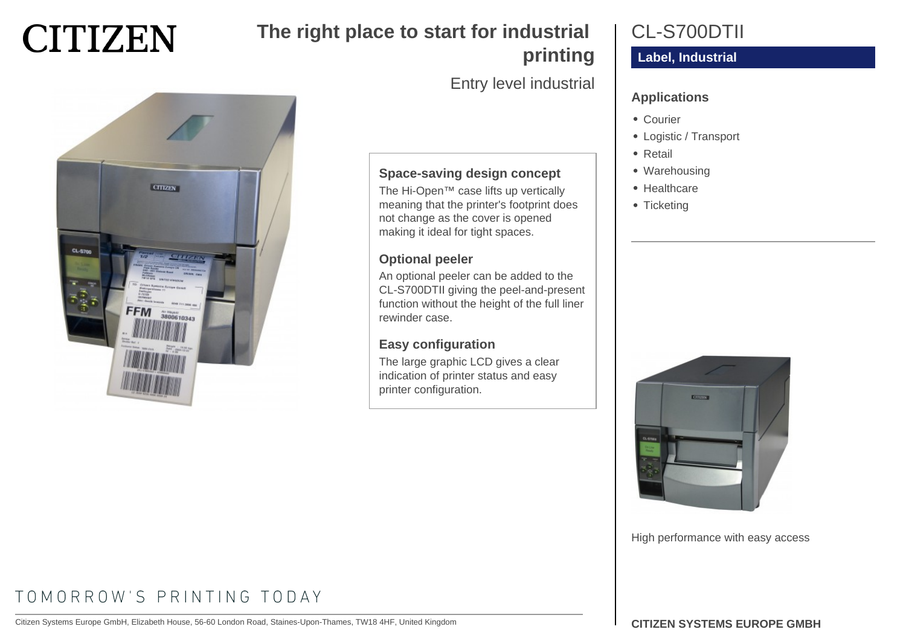# CITIZEN

## The right place to start for industrial printing

Entry level industrial

### Space-saving design concept

The Hi-Open™ case lifts up vertically meaning that the printer's footprint does not change as the cover is opened making it ideal for tight spaces.

### Optional peeler

An optional peeler can be added to the CL-S700DTII giving the peel-and-present function without the height of the full liner rewinder case.

### Easy configuration

The large graphic LCD gives a clear indication of printer status and easy printer configuration.

# CL-S700DTII

**Label, Industrial**

### Applications

- Courier
- Logistic / Transport
- Retail
- Warehousing
- Healthcare
- Ticketing

High performance with easy access

TOMORROW'S PRINTING TODAY

Citizen Systems Europe GmbH, Elizabeth House, 56-60 London Road, Staines-Upon-Thames, TW18 4HF, United Kingdom

**CITIZEN SYSTEMS EUROPE GMBH**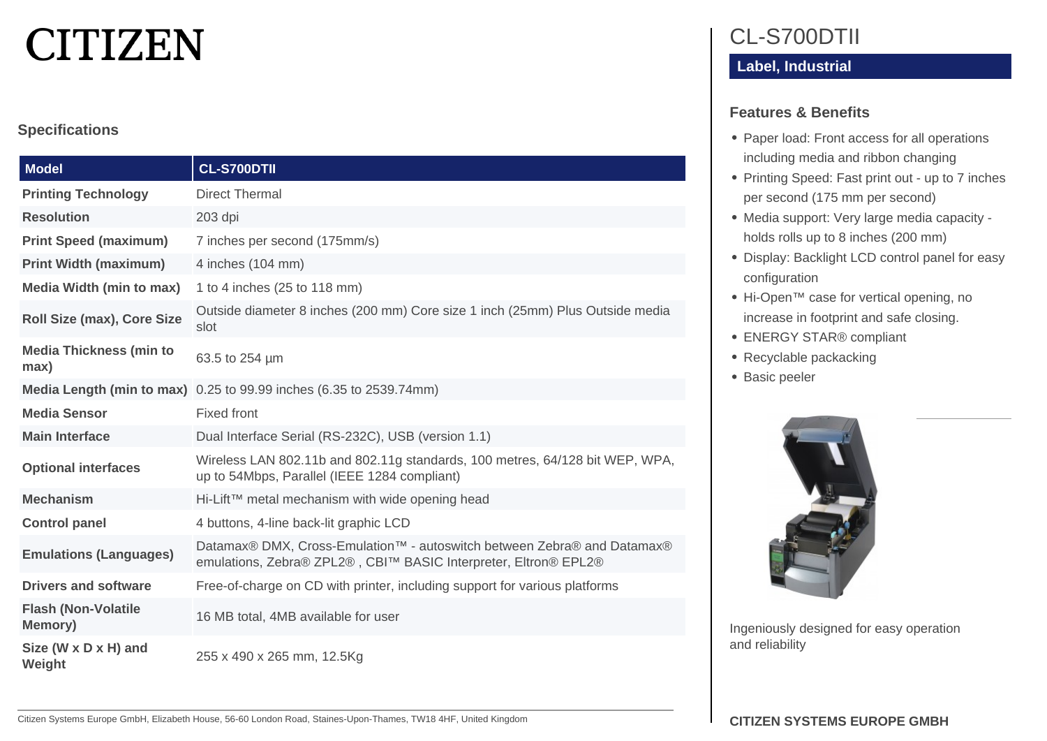# CITIZEN

## CL-S700DTII

**Label, Industrial**

## Specifications

| Model | CL-S700DTII |
|---|---|
| Printing Technology | Direct Thermal |
| Resolution | 203 dpi |
| Print Speed (maximum) | 7 inches per second (175mm/s) |
| Print Width (maximum) | 4 inches (104 mm) |
| Media Width (min to max) | 1 to 4 inches (25 to 118 mm) |
| Roll Size (max), Core Size | Outside diameter 8 inches (200 mm) Core size 1 inch (25mm) Plus Outside media slot |
| Media Thickness (min to max) | 63.5 to 254 µm |
| Media Length (min to max) | 0.25 to 99.99 inches (6.35 to 2539.74mm) |
| Media Sensor | Fixed front |
| Main Interface | Dual Interface Serial (RS-232C), USB (version 1.1) |
| Optional interfaces | Wireless LAN 802.11b and 802.11g standards, 100 metres, 64/128 bit WEP, WPA, up to 54Mbps, Parallel (IEEE 1284 compliant) |
| Mechanism | Hi-Lift™ metal mechanism with wide opening head |
| Control panel | 4 buttons, 4-line back-lit graphic LCD |
| Emulations (Languages) | Datamax® DMX, Cross-Emulation™ - autoswitch between Zebra® and Datamax® emulations, Zebra® ZPL2® , CBI™ BASIC Interpreter, Eltron® EPL2® |
| Drivers and software | Free-of-charge on CD with printer, including support for various platforms |
| Flash (Non-Volatile Memory) | 16 MB total, 4MB available for user |
| Size (W x D x H) and Weight | 255 x 490 x 265 mm, 12.5Kg |

## Features & Benefits

- Paper load: Front access for all operations including media and ribbon changing
- Printing Speed: Fast print out - up to 7 inches per second (175 mm per second)
- Media support: Very large media capacity - holds rolls up to 8 inches (200 mm)
- Display: Backlight LCD control panel for easy configuration
- Hi-Open™ case for vertical opening, no increase in footprint and safe closing.
- ENERGY STAR® compliant
- Recyclable packacking
- Basic peeler

Ingeniously designed for easy operation and reliability

Citizen Systems Europe GmbH, Elizabeth House, 56-60 London Road, Staines-Upon-Thames, TW18 4HF, United Kingdom

**CITIZEN SYSTEMS EUROPE GMBH**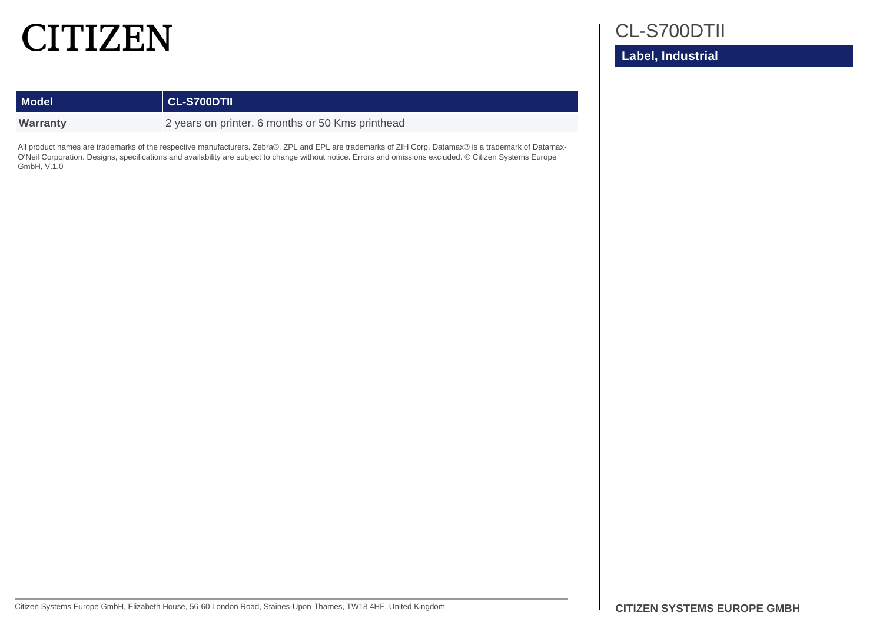| Model | CL-S700DTII |
|---|---|
| Warranty | 2 years on printer. 6 months or 50 Kms printhead |

All product names are trademarks of the respective manufacturers. Zebra®, ZPL and EPL are trademarks of ZIH Corp. Datamax® is a trademark of Datamax-O'Neil Corporation. Designs, specifications and availability are subject to change without notice. Errors and omissions excluded. © Citizen Systems Europe GmbH, V.1.0